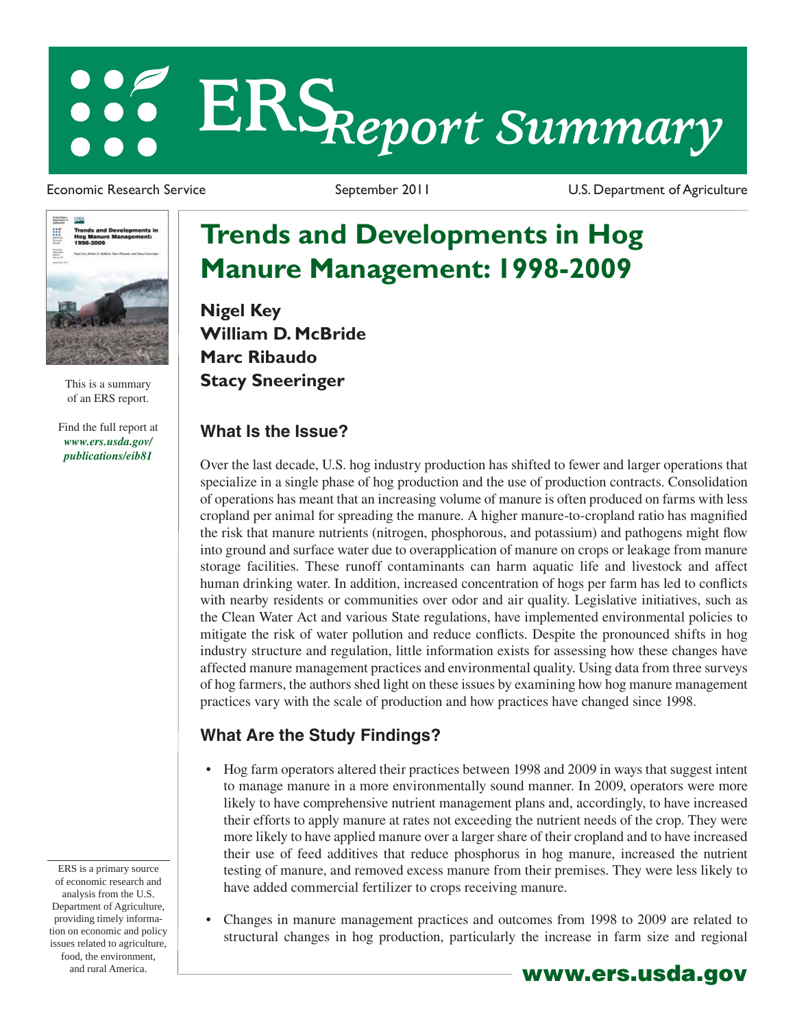# ERS Report Summary

Economic Research Service | September 2011 | U.S. Department of Agriculture

This is a summary of an ERS report.

Find the full report at *www.ers.usda.gov/publications/eib81*

# Trends and Developments in Hog Manure Management: 1998-2009

**Nigel Key**
**William D. McBride**
**Marc Ribaudo**
**Stacy Sneeringer**

## What Is the Issue?

Over the last decade, U.S. hog industry production has shifted to fewer and larger operations that specialize in a single phase of hog production and the use of production contracts. Consolidation of operations has meant that an increasing volume of manure is often produced on farms with less cropland per animal for spreading the manure. A higher manure-to-cropland ratio has magnified the risk that manure nutrients (nitrogen, phosphorous, and potassium) and pathogens might flow into ground and surface water due to overapplication of manure on crops or leakage from manure storage facilities. These runoff contaminants can harm aquatic life and livestock and affect human drinking water. In addition, increased concentration of hogs per farm has led to conflicts with nearby residents or communities over odor and air quality. Legislative initiatives, such as the Clean Water Act and various State regulations, have implemented environmental policies to mitigate the risk of water pollution and reduce conflicts. Despite the pronounced shifts in hog industry structure and regulation, little information exists for assessing how these changes have affected manure management practices and environmental quality. Using data from three surveys of hog farmers, the authors shed light on these issues by examining how hog manure management practices vary with the scale of production and how practices have changed since 1998.

## What Are the Study Findings?

- Hog farm operators altered their practices between 1998 and 2009 in ways that suggest intent to manage manure in a more environmentally sound manner. In 2009, operators were more likely to have comprehensive nutrient management plans and, accordingly, to have increased their efforts to apply manure at rates not exceeding the nutrient needs of the crop. They were more likely to have applied manure over a larger share of their cropland and to have increased their use of feed additives that reduce phosphorus in hog manure, increased the nutrient testing of manure, and removed excess manure from their premises. They were less likely to have added commercial fertilizer to crops receiving manure.
- Changes in manure management practices and outcomes from 1998 to 2009 are related to structural changes in hog production, particularly the increase in farm size and regional

ERS is a primary source of economic research and analysis from the U.S. Department of Agriculture, providing timely information on economic and policy issues related to agriculture, food, the environment, and rural America.

**www.ers.usda.gov**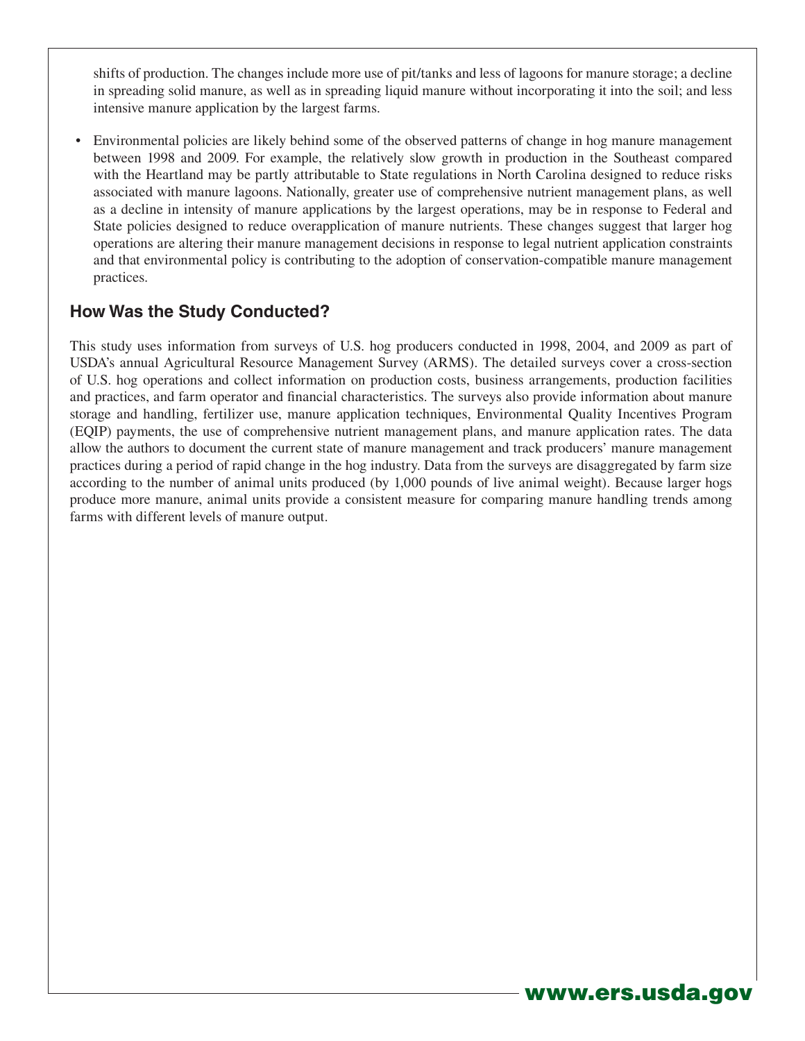shifts of production. The changes include more use of pit/tanks and less of lagoons for manure storage; a decline in spreading solid manure, as well as in spreading liquid manure without incorporating it into the soil; and less intensive manure application by the largest farms.

- Environmental policies are likely behind some of the observed patterns of change in hog manure management between 1998 and 2009. For example, the relatively slow growth in production in the Southeast compared with the Heartland may be partly attributable to State regulations in North Carolina designed to reduce risks associated with manure lagoons. Nationally, greater use of comprehensive nutrient management plans, as well as a decline in intensity of manure applications by the largest operations, may be in response to Federal and State policies designed to reduce overapplication of manure nutrients. These changes suggest that larger hog operations are altering their manure management decisions in response to legal nutrient application constraints and that environmental policy is contributing to the adoption of conservation-compatible manure management practices.

## How Was the Study Conducted?

This study uses information from surveys of U.S. hog producers conducted in 1998, 2004, and 2009 as part of USDA's annual Agricultural Resource Management Survey (ARMS). The detailed surveys cover a cross-section of U.S. hog operations and collect information on production costs, business arrangements, production facilities and practices, and farm operator and financial characteristics. The surveys also provide information about manure storage and handling, fertilizer use, manure application techniques, Environmental Quality Incentives Program (EQIP) payments, the use of comprehensive nutrient management plans, and manure application rates. The data allow the authors to document the current state of manure management and track producers' manure management practices during a period of rapid change in the hog industry. Data from the surveys are disaggregated by farm size according to the number of animal units produced (by 1,000 pounds of live animal weight). Because larger hogs produce more manure, animal units provide a consistent measure for comparing manure handling trends among farms with different levels of manure output.